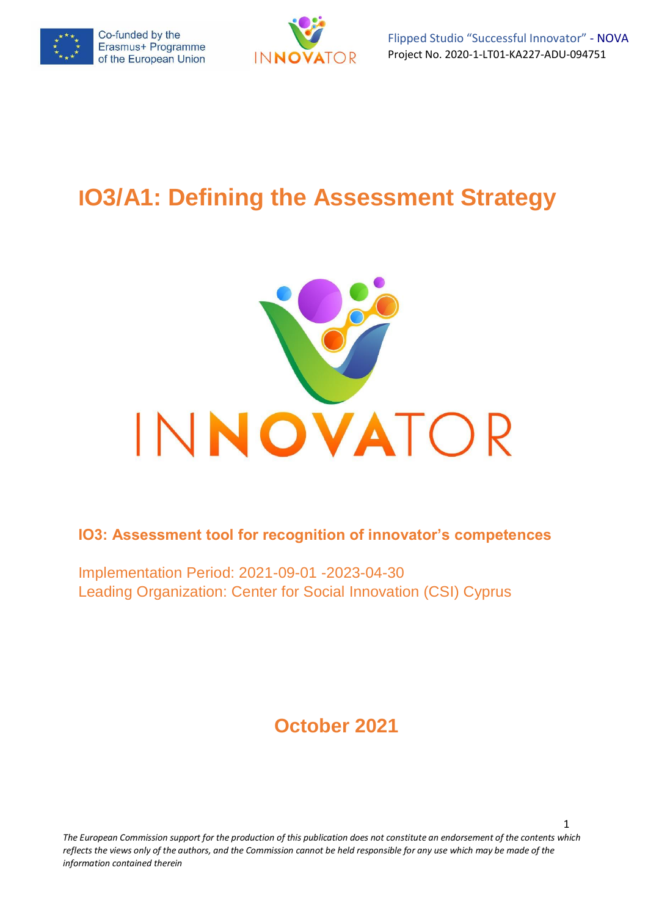# IO3/A1: Defining the Assessment Strategy

**IO3: Assessment tool for recognition of innovator's competences**

Implementation Period: 2021-09-01 -2023-04-30
Leading Organization: Center for Social Innovation (CSI) Cyprus

**October 2021**

*The European Commission support for the production of this publication does not constitute an endorsement of the contents which reflects the views only of the authors, and the Commission cannot be held responsible for any use which may be made of the information contained therein*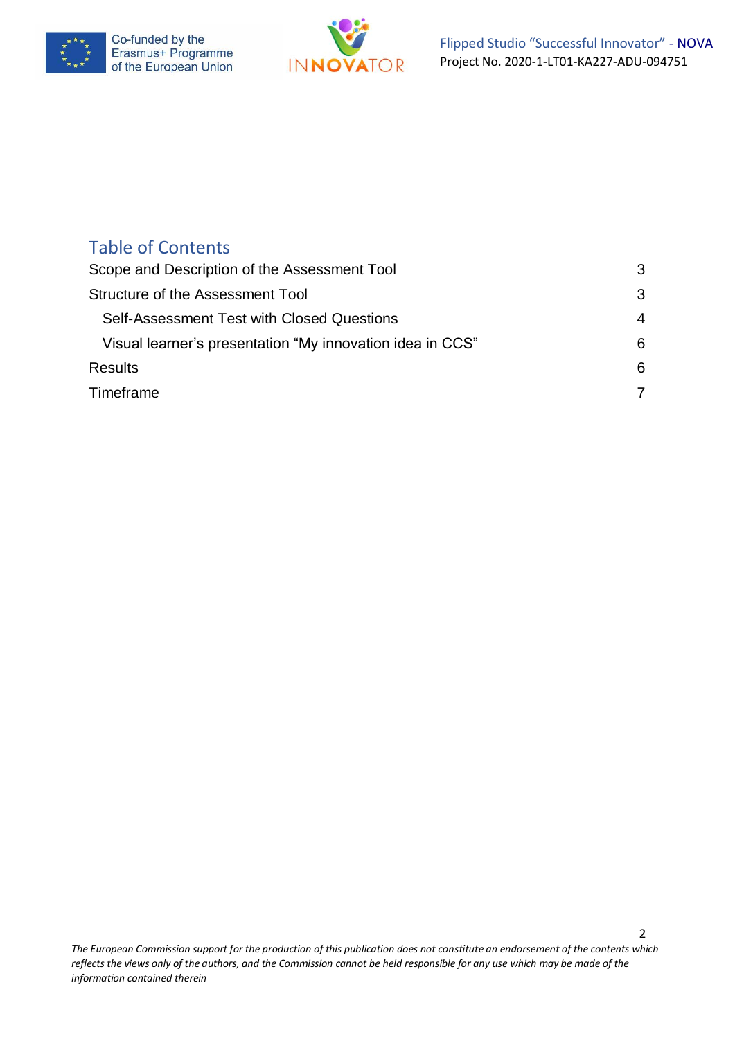## Table of Contents

| | |
|---|---|
| Scope and Description of the Assessment Tool | 3 |
| Structure of the Assessment Tool | 3 |
| Self-Assessment Test with Closed Questions | 4 |
| Visual learner's presentation "My innovation idea in CCS" | 6 |
| Results | 6 |
| Timeframe | 7 |

*The European Commission support for the production of this publication does not constitute an endorsement of the contents which reflects the views only of the authors, and the Commission cannot be held responsible for any use which may be made of the information contained therein*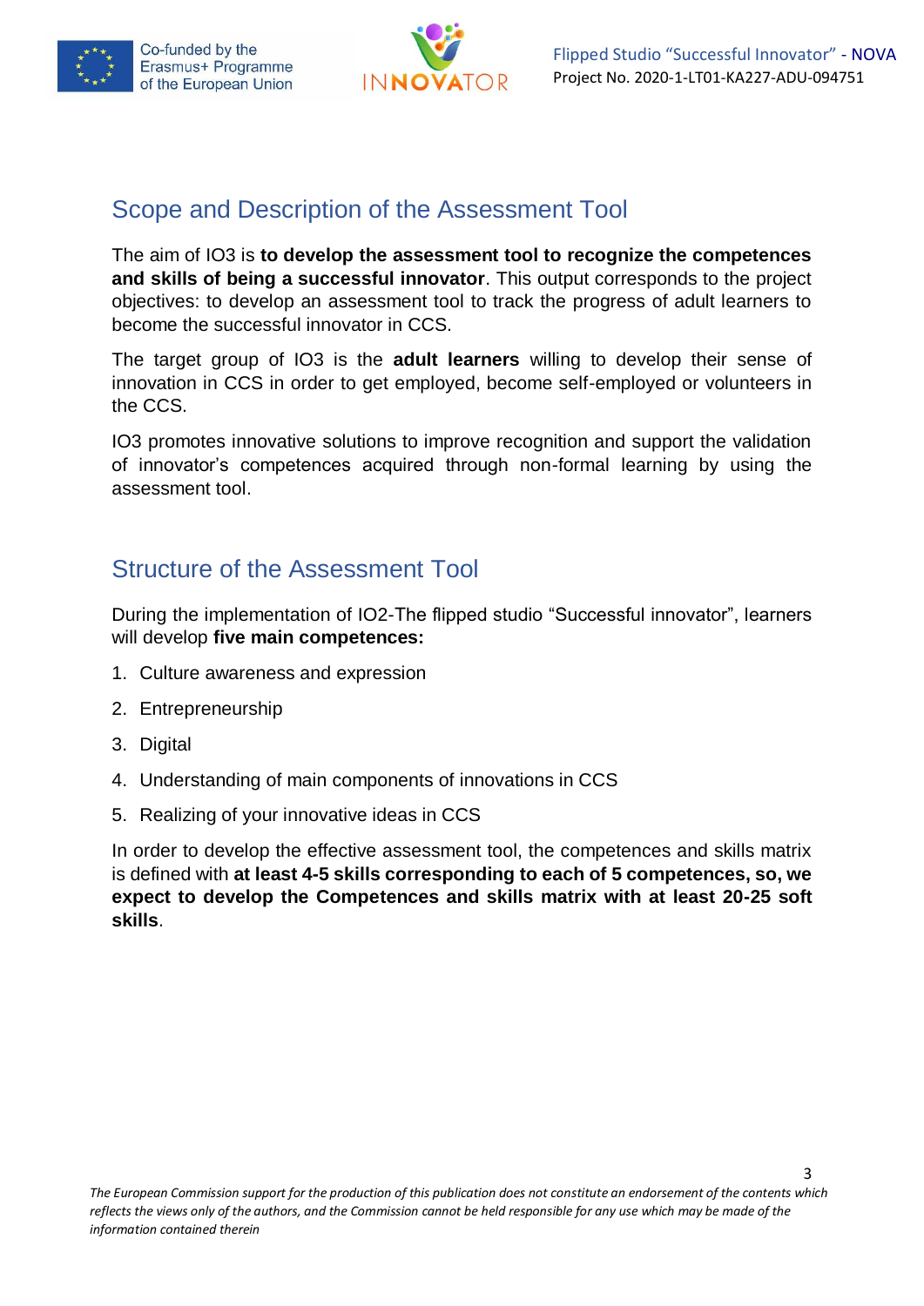## Scope and Description of the Assessment Tool

The aim of IO3 is **to develop the assessment tool to recognize the competences and skills of being a successful innovator**. This output corresponds to the project objectives: to develop an assessment tool to track the progress of adult learners to become the successful innovator in CCS.

The target group of IO3 is the **adult learners** willing to develop their sense of innovation in CCS in order to get employed, become self-employed or volunteers in the CCS.

IO3 promotes innovative solutions to improve recognition and support the validation of innovator's competences acquired through non-formal learning by using the assessment tool.

## Structure of the Assessment Tool

During the implementation of IO2-The flipped studio "Successful innovator", learners will develop **five main competences:**

1. Culture awareness and expression
2. Entrepreneurship
3. Digital
4. Understanding of main components of innovations in CCS
5. Realizing of your innovative ideas in CCS

In order to develop the effective assessment tool, the competences and skills matrix is defined with **at least 4-5 skills corresponding to each of 5 competences, so, we expect to develop the Competences and skills matrix with at least 20-25 soft skills**.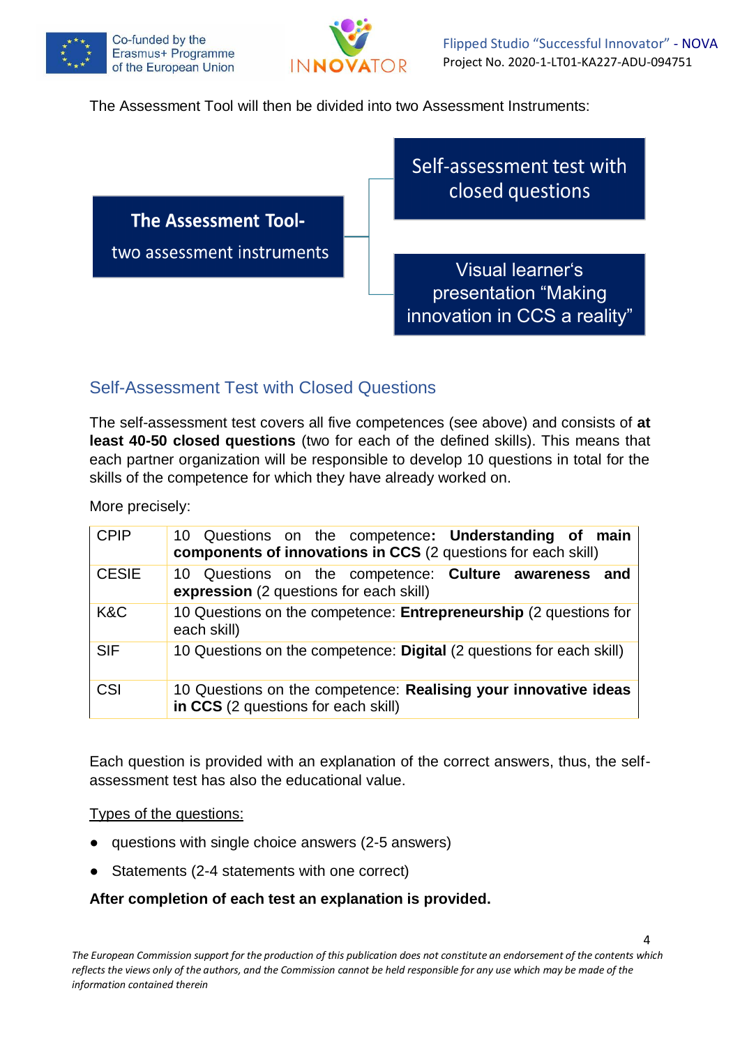The Assessment Tool will then be divided into two Assessment Instruments:

**The Assessment Tool-**
two assessment instruments

- Self-assessment test with closed questions
- Visual learner's presentation "Making innovation in CCS a reality"

## Self-Assessment Test with Closed Questions

The self-assessment test covers all five competences (see above) and consists of **at least 40-50 closed questions** (two for each of the defined skills). This means that each partner organization will be responsible to develop 10 questions in total for the skills of the competence for which they have already worked on.

More precisely:

| | |
|---|---|
| CPIP | 10 Questions on the competence**: Understanding of main components of innovations in CCS** (2 questions for each skill) |
| CESIE | 10 Questions on the competence: **Culture awareness and expression** (2 questions for each skill) |
| K&C | 10 Questions on the competence: **Entrepreneurship** (2 questions for each skill) |
| SIF | 10 Questions on the competence: **Digital** (2 questions for each skill) |
| CSI | 10 Questions on the competence: **Realising your innovative ideas in CCS** (2 questions for each skill) |

Each question is provided with an explanation of the correct answers, thus, the self-assessment test has also the educational value.

Types of the questions:

- questions with single choice answers (2-5 answers)
- Statements (2-4 statements with one correct)

**After completion of each test an explanation is provided.**

*The European Commission support for the production of this publication does not constitute an endorsement of the contents which reflects the views only of the authors, and the Commission cannot be held responsible for any use which may be made of the information contained therein*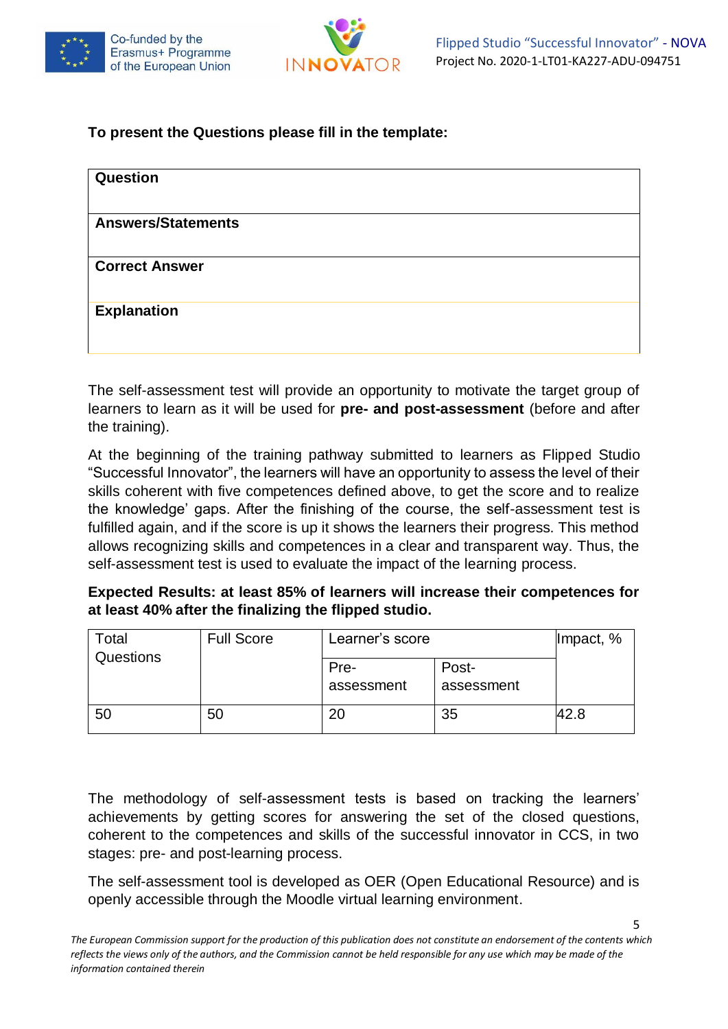**To present the Questions please fill in the template:**

| **Question** |
|---|
| **Answers/Statements** |
| **Correct Answer** |
| **Explanation** |

The self-assessment test will provide an opportunity to motivate the target group of learners to learn as it will be used for **pre- and post-assessment** (before and after the training).

At the beginning of the training pathway submitted to learners as Flipped Studio "Successful Innovator", the learners will have an opportunity to assess the level of their skills coherent with five competences defined above, to get the score and to realize the knowledge' gaps. After the finishing of the course, the self-assessment test is fulfilled again, and if the score is up it shows the learners their progress. This method allows recognizing skills and competences in a clear and transparent way. Thus, the self-assessment test is used to evaluate the impact of the learning process.

**Expected Results: at least 85% of learners will increase their competences for at least 40% after the finalizing the flipped studio.**

| Total Questions | Full Score | Learner's score | | Impact, % |
|---|---|---|---|---|
| | | Pre-assessment | Post-assessment | |
| 50 | 50 | 20 | 35 | 42.8 |

The methodology of self-assessment tests is based on tracking the learners' achievements by getting scores for answering the set of the closed questions, coherent to the competences and skills of the successful innovator in CCS, in two stages: pre- and post-learning process.

The self-assessment tool is developed as OER (Open Educational Resource) and is openly accessible through the Moodle virtual learning environment.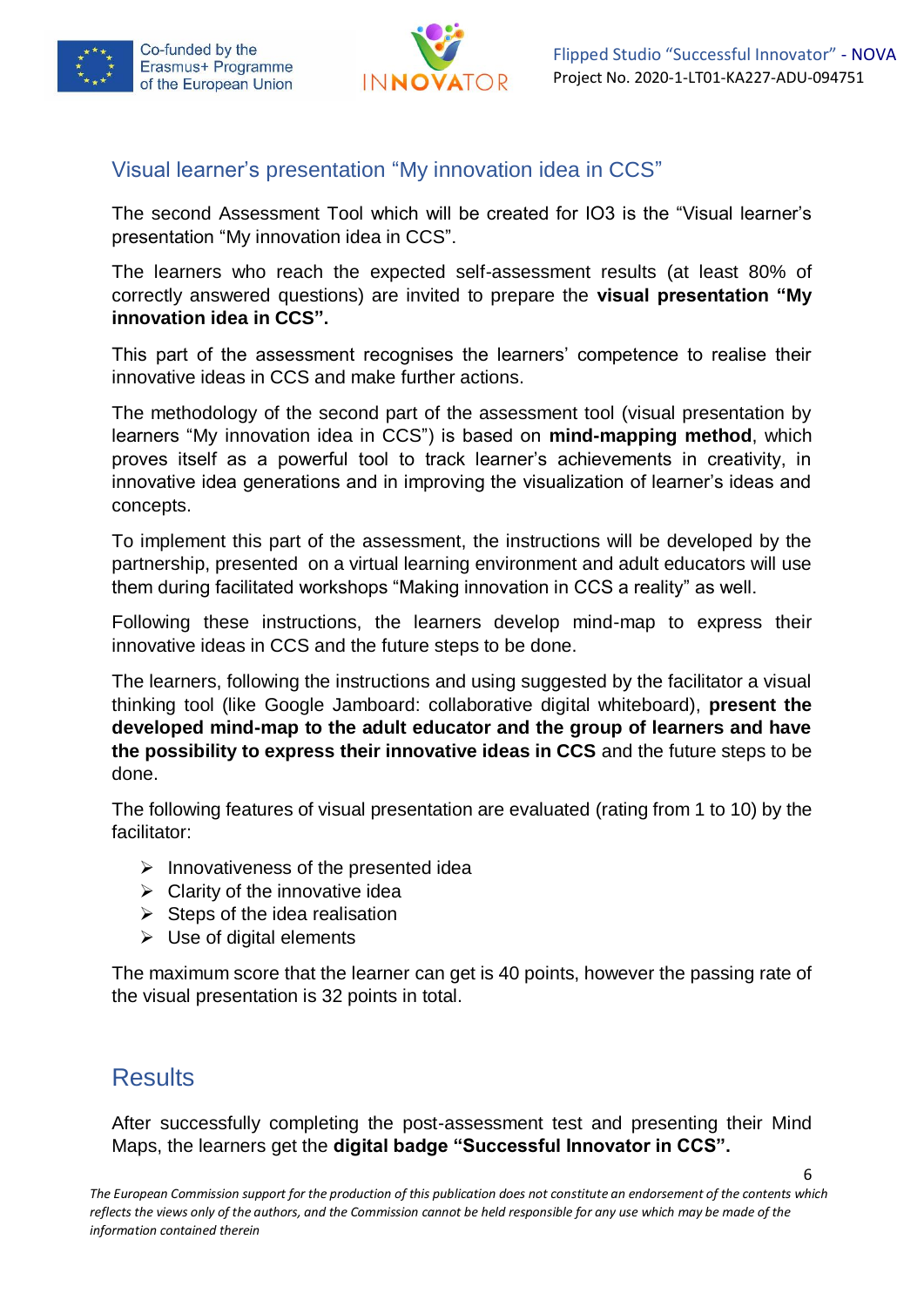## Visual learner's presentation "My innovation idea in CCS"

The second Assessment Tool which will be created for IO3 is the "Visual learner's presentation "My innovation idea in CCS".

The learners who reach the expected self-assessment results (at least 80% of correctly answered questions) are invited to prepare the **visual presentation "My innovation idea in CCS".**

This part of the assessment recognises the learners' competence to realise their innovative ideas in CCS and make further actions.

The methodology of the second part of the assessment tool (visual presentation by learners "My innovation idea in CCS") is based on **mind-mapping method**, which proves itself as a powerful tool to track learner's achievements in creativity, in innovative idea generations and in improving the visualization of learner's ideas and concepts.

To implement this part of the assessment, the instructions will be developed by the partnership, presented on a virtual learning environment and adult educators will use them during facilitated workshops "Making innovation in CCS a reality" as well.

Following these instructions, the learners develop mind-map to express their innovative ideas in CCS and the future steps to be done.

The learners, following the instructions and using suggested by the facilitator a visual thinking tool (like Google Jamboard: collaborative digital whiteboard), **present the developed mind-map to the adult educator and the group of learners and have the possibility to express their innovative ideas in CCS** and the future steps to be done.

The following features of visual presentation are evaluated (rating from 1 to 10) by the facilitator:

- Innovativeness of the presented idea
- Clarity of the innovative idea
- Steps of the idea realisation
- Use of digital elements

The maximum score that the learner can get is 40 points, however the passing rate of the visual presentation is 32 points in total.

# Results

After successfully completing the post-assessment test and presenting their Mind Maps, the learners get the **digital badge "Successful Innovator in CCS".**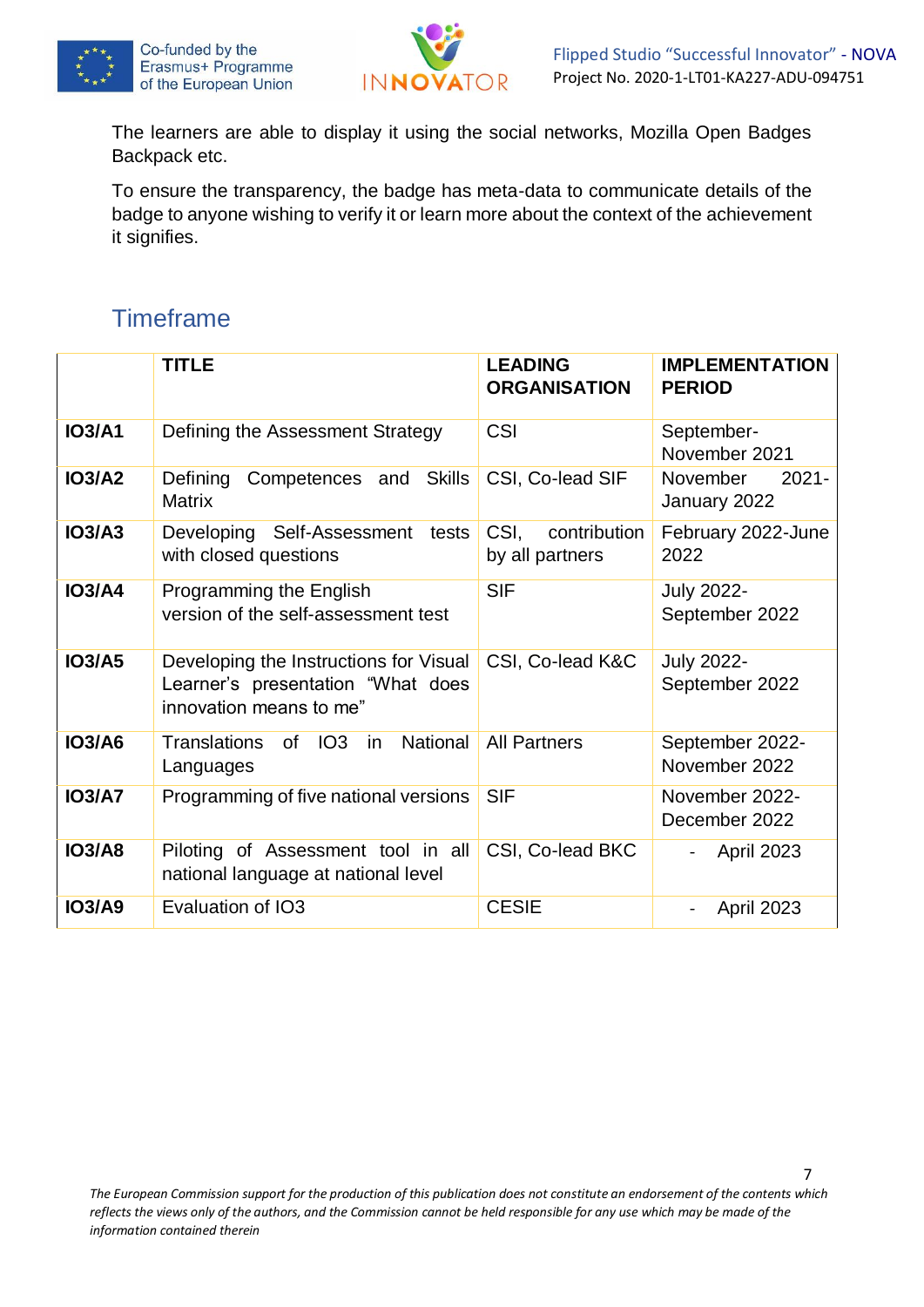The learners are able to display it using the social networks, Mozilla Open Badges Backpack etc.

To ensure the transparency, the badge has meta-data to communicate details of the badge to anyone wishing to verify it or learn more about the context of the achievement it signifies.

## Timeframe

| | TITLE | LEADING ORGANISATION | IMPLEMENTATION PERIOD |
|---|---|---|---|
| **IO3/A1** | Defining the Assessment Strategy | CSI | September-November 2021 |
| **IO3/A2** | Defining Competences and Skills Matrix | CSI, Co-lead SIF | November 2021-January 2022 |
| **IO3/A3** | Developing Self-Assessment tests with closed questions | CSI, contribution by all partners | February 2022-June 2022 |
| **IO3/A4** | Programming the English version of the self-assessment test | SIF | July 2022-September 2022 |
| **IO3/A5** | Developing the Instructions for Visual Learner's presentation "What does innovation means to me" | CSI, Co-lead K&C | July 2022-September 2022 |
| **IO3/A6** | Translations of IO3 in National Languages | All Partners | September 2022-November 2022 |
| **IO3/A7** | Programming of five national versions | SIF | November 2022-December 2022 |
| **IO3/A8** | Piloting of Assessment tool in all national language at national level | CSI, Co-lead BKC | - April 2023 |
| **IO3/A9** | Evaluation of IO3 | CESIE | - April 2023 |

*The European Commission support for the production of this publication does not constitute an endorsement of the contents which reflects the views only of the authors, and the Commission cannot be held responsible for any use which may be made of the information contained therein*